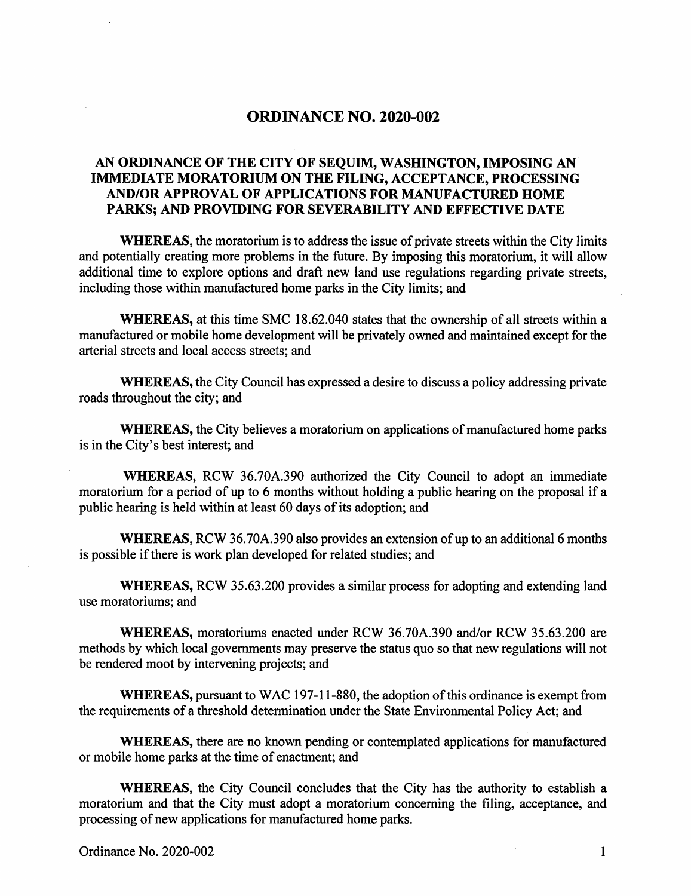# ORDINANCE NO. 2020-002

## AN ORDINANCE OF THE CITY OF SEQUIM, WASHINGTON, IMPOSING AN IMMEDIATE MORATORIUM ON THE FILING, ACCEPTANCE, PROCESSING AND/OR APPROVAL OF APPLICATIONS FOR MANUFACTURED HOME PARKS; AND PROVIDING FOR SEVERABILITY AND EFFECTIVE DATE

**WHEREAS**, the moratorium is to address the issue of private streets within the City limits and potentially creating more problems in the future. By imposing this moratorium, it will allow additional time to explore options and draft new land use regulations regarding private streets, including those within manufactured home parks in the City limits; and

**WHEREAS,** at this time SMC 18.62.040 states that the ownership of all streets within a manufactured or mobile home development will be privately owned and maintained except for the arterial streets and local access streets; and

**WHEREAS,** the City Council has expressed a desire to discuss a policy addressing private roads throughout the city; and

**WHEREAS,** the City believes a moratorium on applications of manufactured home parks is in the City's best interest; and

**WHEREAS**, RCW 36.70A.390 authorized the City Council to adopt an immediate moratorium for a period of up to 6 months without holding a public hearing on the proposal if a public hearing is held within at least 60 days of its adoption; and

**WHEREAS,** RCW 36.70A.390 also provides an extension of up to an additional 6 months is possible if there is work plan developed for related studies; and

**WHEREAS,** RCW 35.63.200 provides a similar process for adopting and extending land use moratoriums; and

**WHEREAS,** moratoriums enacted under RCW 36.70A.390 and/or RCW 35.63.200 are methods by which local governments may preserve the status quo so that new regulations will not be rendered moot by intervening projects; and

**WHEREAS,** pursuant to WAC 197-11-880, the adoption of this ordinance is exempt from the requirements of a threshold determination under the State Environmental Policy Act; and

**WHEREAS,** there are no known pending or contemplated applications for manufactured or mobile home parks at the time of enactment; and

**WHEREAS,** the City Council concludes that the City has the authority to establish a moratorium and that the City must adopt a moratorium concerning the filing, acceptance, and processing of new applications for manufactured home parks.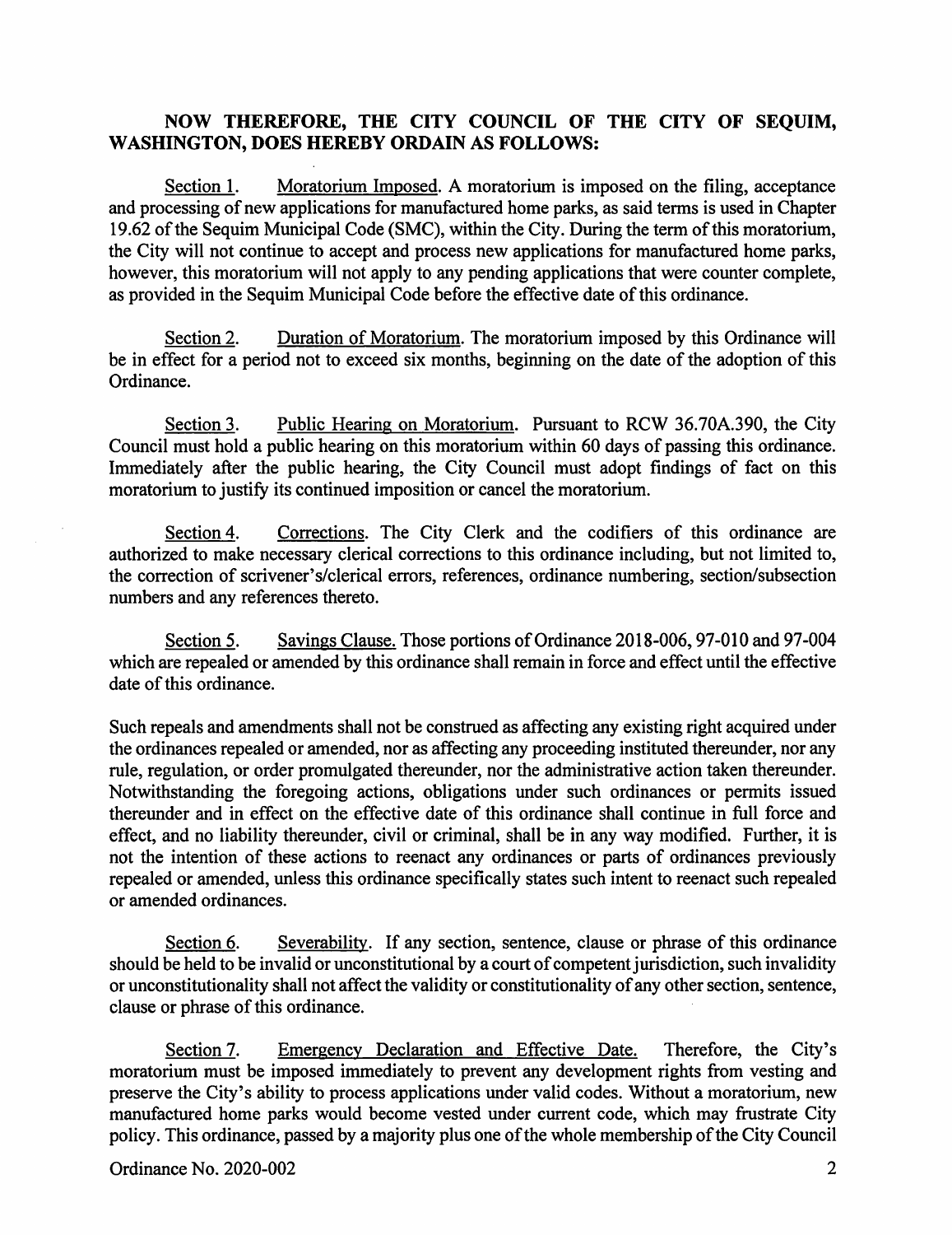**NOW THEREFORE, THE CITY COUNCIL OF THE CITY OF SEQUIM, WASHINGTON, DOES HEREBY ORDAIN AS FOLLOWS:**

Section 1. Moratorium Imposed. A moratorium is imposed on the filing, acceptance and processing of new applications for manufactured home parks, as said terms is used in Chapter 19.62 of the Sequim Municipal Code (SMC), within the City. During the term of this moratorium, the City will not continue to accept and process new applications for manufactured home parks, however, this moratorium will not apply to any pending applications that were counter complete, as provided in the Sequim Municipal Code before the effective date of this ordinance.

Section 2. Duration of Moratorium. The moratorium imposed by this Ordinance will be in effect for a period not to exceed six months, beginning on the date of the adoption of this Ordinance.

Section 3. Public Hearing on Moratorium. Pursuant to RCW 36.70A.390, the City Council must hold a public hearing on this moratorium within 60 days of passing this ordinance. Immediately after the public hearing, the City Council must adopt findings of fact on this moratorium to justify its continued imposition or cancel the moratorium.

Section 4. Corrections. The City Clerk and the codifiers of this ordinance are authorized to make necessary clerical corrections to this ordinance including, but not limited to, the correction of scrivener's/clerical errors, references, ordinance numbering, section/subsection numbers and any references thereto.

Section 5. Savings Clause. Those portions of Ordinance 2018-006, 97-010 and 97-004 which are repealed or amended by this ordinance shall remain in force and effect until the effective date of this ordinance.

Such repeals and amendments shall not be construed as affecting any existing right acquired under the ordinances repealed or amended, nor as affecting any proceeding instituted thereunder, nor any rule, regulation, or order promulgated thereunder, nor the administrative action taken thereunder. Notwithstanding the foregoing actions, obligations under such ordinances or permits issued thereunder and in effect on the effective date of this ordinance shall continue in full force and effect, and no liability thereunder, civil or criminal, shall be in any way modified. Further, it is not the intention of these actions to reenact any ordinances or parts of ordinances previously repealed or amended, unless this ordinance specifically states such intent to reenact such repealed or amended ordinances.

Section 6. Severability. If any section, sentence, clause or phrase of this ordinance should be held to be invalid or unconstitutional by a court of competent jurisdiction, such invalidity or unconstitutionality shall not affect the validity or constitutionality of any other section, sentence, clause or phrase of this ordinance.

Section 7. Emergency Declaration and Effective Date. Therefore, the City's moratorium must be imposed immediately to prevent any development rights from vesting and preserve the City's ability to process applications under valid codes. Without a moratorium, new manufactured home parks would become vested under current code, which may frustrate City policy. This ordinance, passed by a majority plus one of the whole membership of the City Council

Ordinance No. 2020-002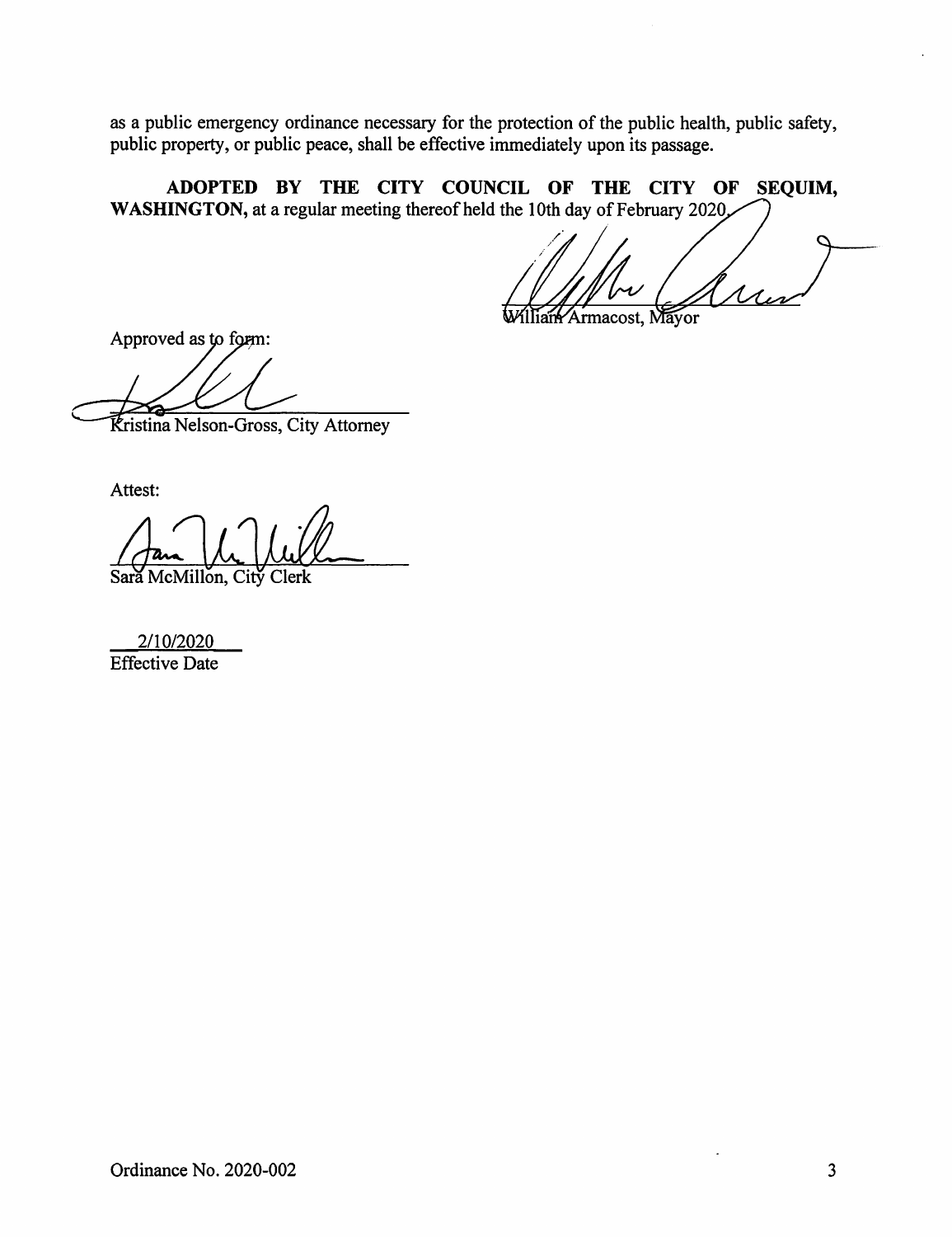as a public emergency ordinance necessary for the protection of the public health, public safety, public property, or public peace, shall be effective immediately upon its passage.

**ADOPTED BY THE CITY COUNCIL OF THE CITY OF SEQUIM, WASHINGTON,** at a regular meeting thereof held the 10th day of February 2020.

William Armacost, Mayor

Approved as to form:

Kristina Nelson-Gross, City Attorney

Attest:

Sara McMillon, City Clerk

2/10/2020
Effective Date

Ordinance No. 2020-002